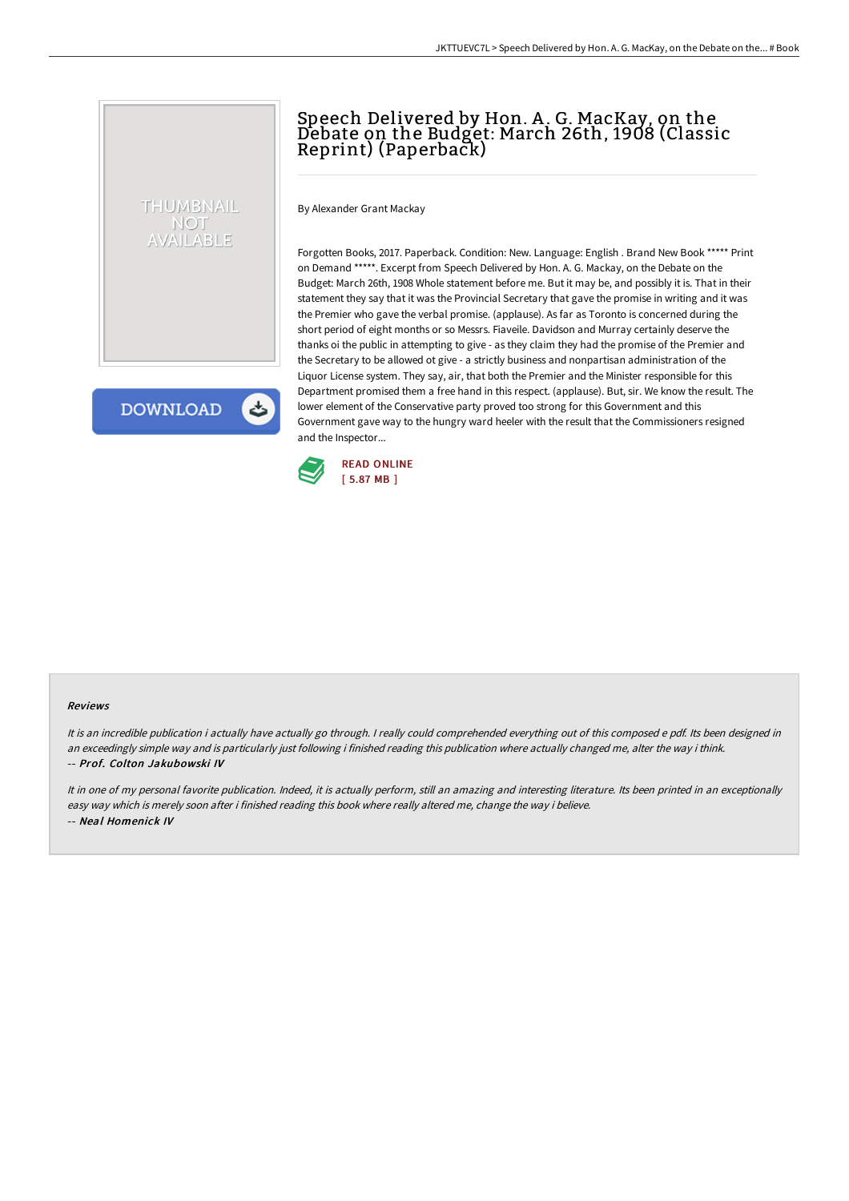# Speech Delivered by Hon. A. G. MacKay, on the Debate on the Budget: March 26th, 1908 (Classic Reprint) (Paperback)

By Alexander Grant Mackay

Forgotten Books, 2017. Paperback. Condition: New. Language: English . Brand New Book ***** Print on Demand *****. Excerpt from Speech Delivered by Hon. A. G. Mackay, on the Debate on the Budget: March 26th, 1908 Whole statement before me. But it may be, and possibly it is. That in their statement they say that it was the Provincial Secretary that gave the promise in writing and it was the Premier who gave the verbal promise. (applause). As far as Toronto is concerned during the short period of eight months or so Messrs. Fiaveile. Davidson and Murray certainly deserve the thanks oi the public in attempting to give - as they claim they had the promise of the Premier and the Secretary to be allowed ot give - a strictly business and nonpartisan administration of the Liquor License system. They say, air, that both the Premier and the Minister responsible for this Department promised them a free hand in this respect. (applause). But, sir. We know the result. The lower element of the Conservative party proved too strong for this Government and this Government gave way to the hungry ward heeler with the result that the Commissioners resigned and the Inspector...

READ ONLINE
[ 5.87 MB ]

## Reviews

*It is an incredible publication i actually have actually go through. I really could comprehended everything out of this composed e pdf. Its been designed in an exceedingly simple way and is particularly just following i finished reading this publication where actually changed me, alter the way i think.*
-- ***Prof. Colton Jakubowski IV***

*It in one of my personal favorite publication. Indeed, it is actually perform, still an amazing and interesting literature. Its been printed in an exceptionally easy way which is merely soon after i finished reading this book where really altered me, change the way i believe.*
-- ***Neal Homenick IV***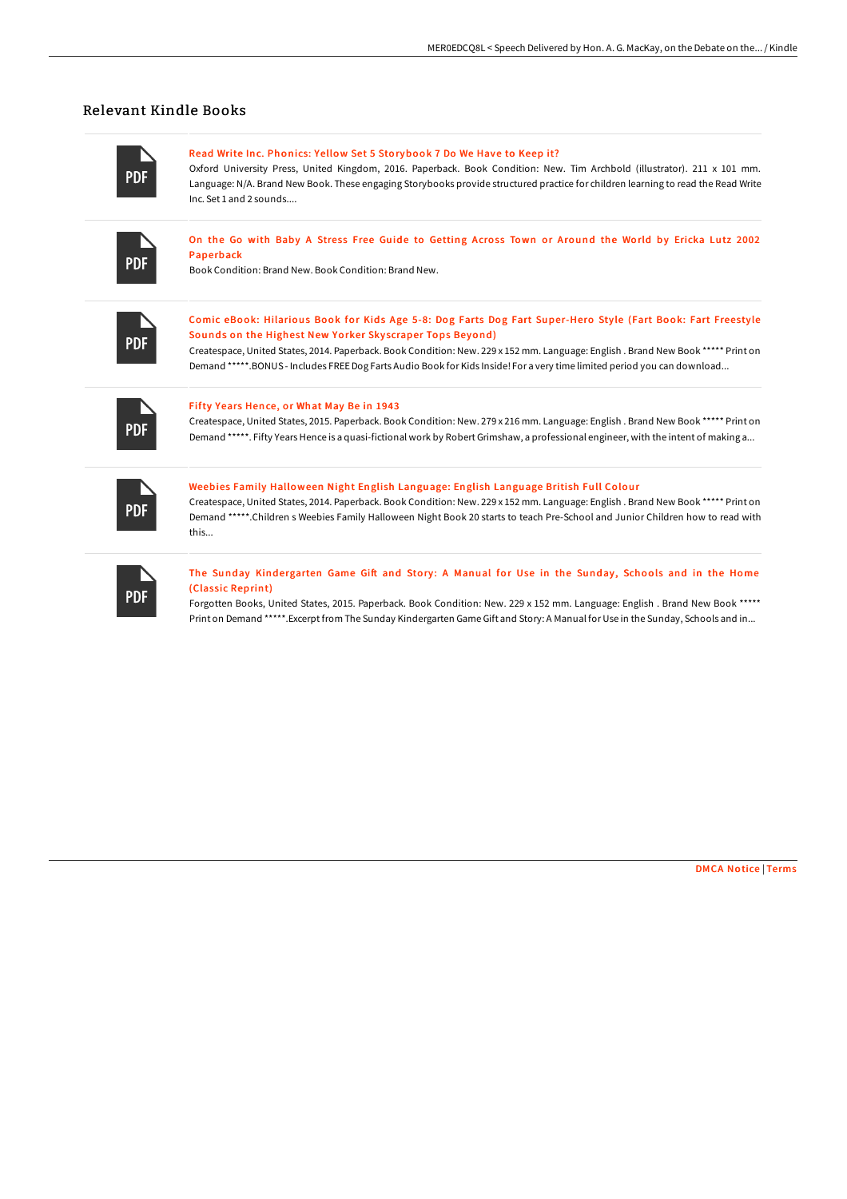## Relevant Kindle Books

**Read Write Inc. Phonics: Yellow Set 5 Storybook 7 Do We Have to Keep it?**

Oxford University Press, United Kingdom, 2016. Paperback. Book Condition: New. Tim Archbold (illustrator). 211 x 101 mm. Language: N/A. Brand New Book. These engaging Storybooks provide structured practice for children learning to read the Read Write Inc. Set 1 and 2 sounds....

**On the Go with Baby A Stress Free Guide to Getting Across Town or Around the World by Ericka Lutz 2002 Paperback**

Book Condition: Brand New. Book Condition: Brand New.

**Comic eBook: Hilarious Book for Kids Age 5-8: Dog Farts Dog Fart Super-Hero Style (Fart Book: Fart Freestyle Sounds on the Highest New Yorker Skyscraper Tops Beyond)**

Createspace, United States, 2014. Paperback. Book Condition: New. 229 x 152 mm. Language: English . Brand New Book ***** Print on Demand *****.BONUS - Includes FREE Dog Farts Audio Book for Kids Inside! For a very time limited period you can download...

**Fifty Years Hence, or What May Be in 1943**

Createspace, United States, 2015. Paperback. Book Condition: New. 279 x 216 mm. Language: English . Brand New Book ***** Print on Demand *****. Fifty Years Hence is a quasi-fictional work by Robert Grimshaw, a professional engineer, with the intent of making a...

**Weebies Family Halloween Night English Language: English Language British Full Colour**

Createspace, United States, 2014. Paperback. Book Condition: New. 229 x 152 mm. Language: English . Brand New Book ***** Print on Demand *****.Children s Weebies Family Halloween Night Book 20 starts to teach Pre-School and Junior Children how to read with this...

**The Sunday Kindergarten Game Gift and Story: A Manual for Use in the Sunday, Schools and in the Home (Classic Reprint)**

Forgotten Books, United States, 2015. Paperback. Book Condition: New. 229 x 152 mm. Language: English . Brand New Book ***** Print on Demand *****.Excerpt from The Sunday Kindergarten Game Gift and Story: A Manual for Use in the Sunday, Schools and in...

DMCA Notice | Terms